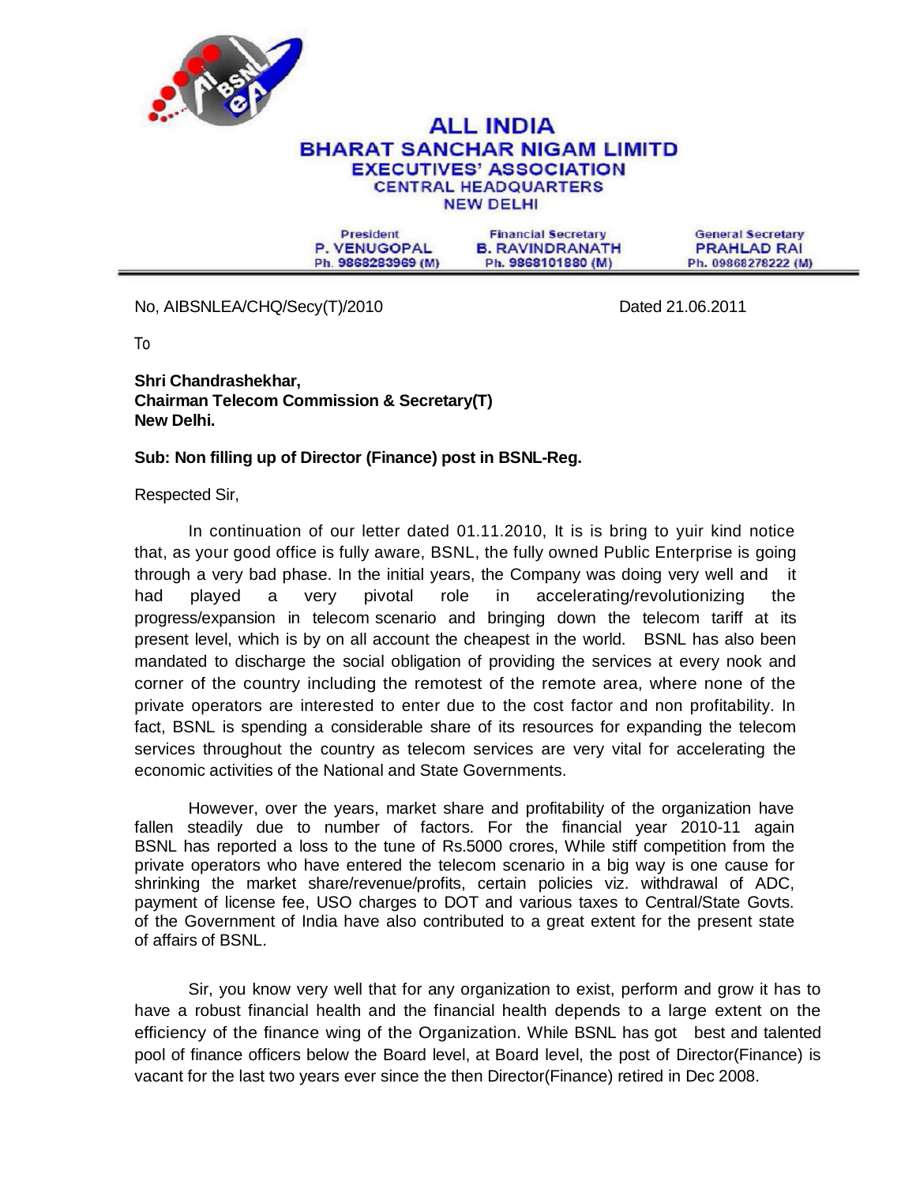# ALL INDIA
## BHARAT SANCHAR NIGAM LIMITD
### EXECUTIVES' ASSOCIATION
CENTRAL HEADQUARTERS
NEW DELHI

| President | Financial Secretary | General Secretary |
|---|---|---|
| P. VENUGOPAL | B. RAVINDRANATH | PRAHLAD RAI |
| Ph. 9868283969 (M) | Ph. 9868101880 (M) | Ph. 09868278222 (M) |

No, AIBSNLEA/CHQ/Secy(T)/2010 Dated 21.06.2011

To

**Shri Chandrashekhar,**
**Chairman Telecom Commission & Secretary(T)**
**New Delhi.**

**Sub: Non filling up of Director (Finance) post in BSNL-Reg.**

Respected Sir,

In continuation of our letter dated 01.11.2010, It is is bring to yuir kind notice that, as your good office is fully aware, BSNL, the fully owned Public Enterprise is going through a very bad phase. In the initial years, the Company was doing very well and it had played a very pivotal role in accelerating/revolutionizing the progress/expansion in telecom scenario and bringing down the telecom tariff at its present level, which is by on all account the cheapest in the world. BSNL has also been mandated to discharge the social obligation of providing the services at every nook and corner of the country including the remotest of the remote area, where none of the private operators are interested to enter due to the cost factor and non profitability. In fact, BSNL is spending a considerable share of its resources for expanding the telecom services throughout the country as telecom services are very vital for accelerating the economic activities of the National and State Governments.

However, over the years, market share and profitability of the organization have fallen steadily due to number of factors. For the financial year 2010-11 again BSNL has reported a loss to the tune of Rs.5000 crores, While stiff competition from the private operators who have entered the telecom scenario in a big way is one cause for shrinking the market share/revenue/profits, certain policies viz. withdrawal of ADC, payment of license fee, USO charges to DOT and various taxes to Central/State Govts. of the Government of India have also contributed to a great extent for the present state of affairs of BSNL.

Sir, you know very well that for any organization to exist, perform and grow it has to have a robust financial health and the financial health depends to a large extent on the efficiency of the finance wing of the Organization. While BSNL has got best and talented pool of finance officers below the Board level, at Board level, the post of Director(Finance) is vacant for the last two years ever since the then Director(Finance) retired in Dec 2008.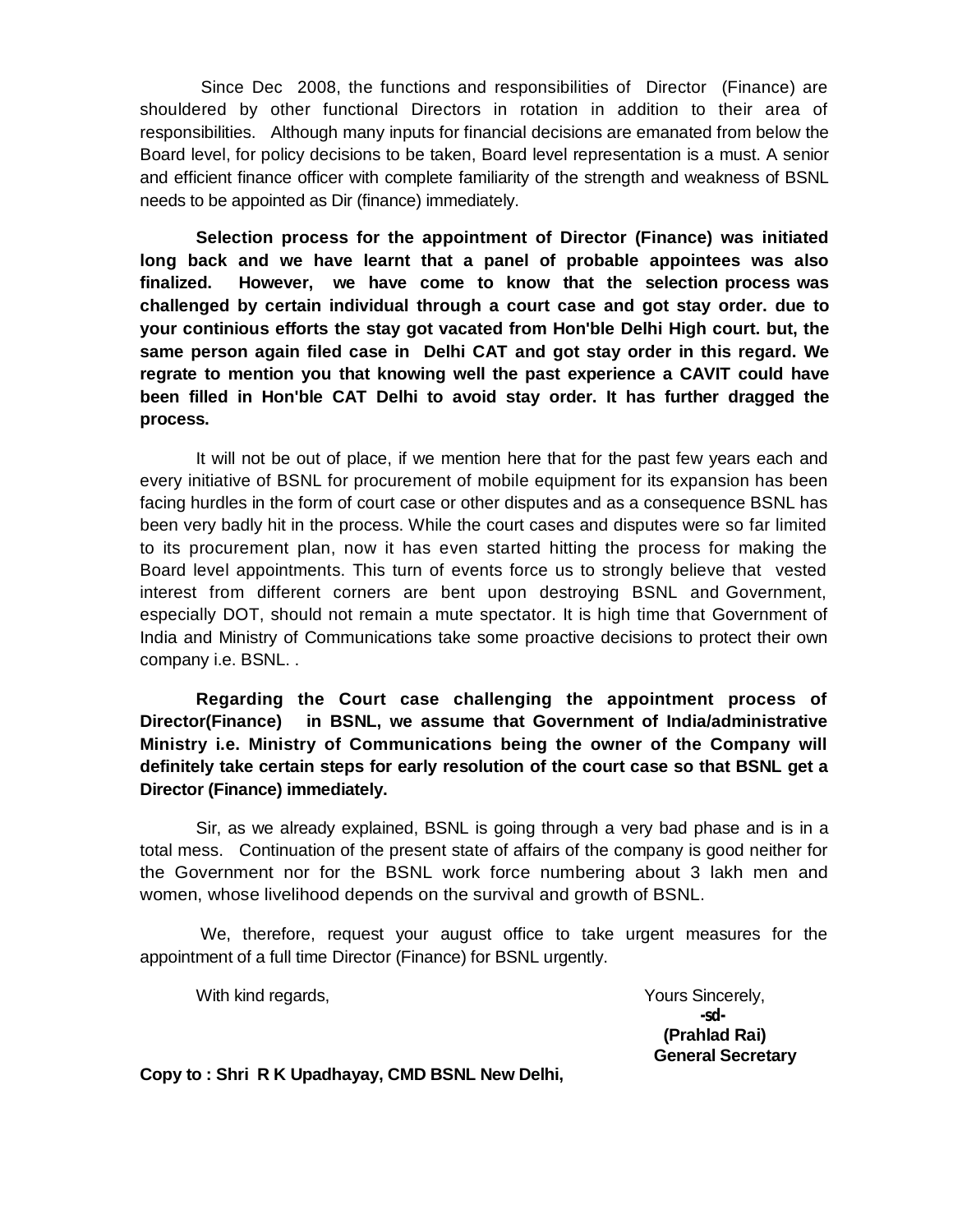Since Dec 2008, the functions and responsibilities of Director (Finance) are shouldered by other functional Directors in rotation in addition to their area of responsibilities. Although many inputs for financial decisions are emanated from below the Board level, for policy decisions to be taken, Board level representation is a must. A senior and efficient finance officer with complete familiarity of the strength and weakness of BSNL needs to be appointed as Dir (finance) immediately.

**Selection process for the appointment of Director (Finance) was initiated long back and we have learnt that a panel of probable appointees was also finalized. However, we have come to know that the selection process was challenged by certain individual through a court case and got stay order. due to your continious efforts the stay got vacated from Hon'ble Delhi High court. but, the same person again filed case in Delhi CAT and got stay order in this regard. We regrate to mention you that knowing well the past experience a CAVIT could have been filled in Hon'ble CAT Delhi to avoid stay order. It has further dragged the process.**

It will not be out of place, if we mention here that for the past few years each and every initiative of BSNL for procurement of mobile equipment for its expansion has been facing hurdles in the form of court case or other disputes and as a consequence BSNL has been very badly hit in the process. While the court cases and disputes were so far limited to its procurement plan, now it has even started hitting the process for making the Board level appointments. This turn of events force us to strongly believe that vested interest from different corners are bent upon destroying BSNL and Government, especially DOT, should not remain a mute spectator. It is high time that Government of India and Ministry of Communications take some proactive decisions to protect their own company i.e. BSNL. .

**Regarding the Court case challenging the appointment process of Director(Finance) in BSNL, we assume that Government of India/administrative Ministry i.e. Ministry of Communications being the owner of the Company will definitely take certain steps for early resolution of the court case so that BSNL get a Director (Finance) immediately.**

Sir, as we already explained, BSNL is going through a very bad phase and is in a total mess. Continuation of the present state of affairs of the company is good neither for the Government nor for the BSNL work force numbering about 3 lakh men and women, whose livelihood depends on the survival and growth of BSNL.

We, therefore, request your august office to take urgent measures for the appointment of a full time Director (Finance) for BSNL urgently.

With kind regards,

Yours Sincerely,

**-sd-**

**(Prahlad Rai)**

**General Secretary**

**Copy to : Shri R K Upadhayay, CMD BSNL New Delhi,**